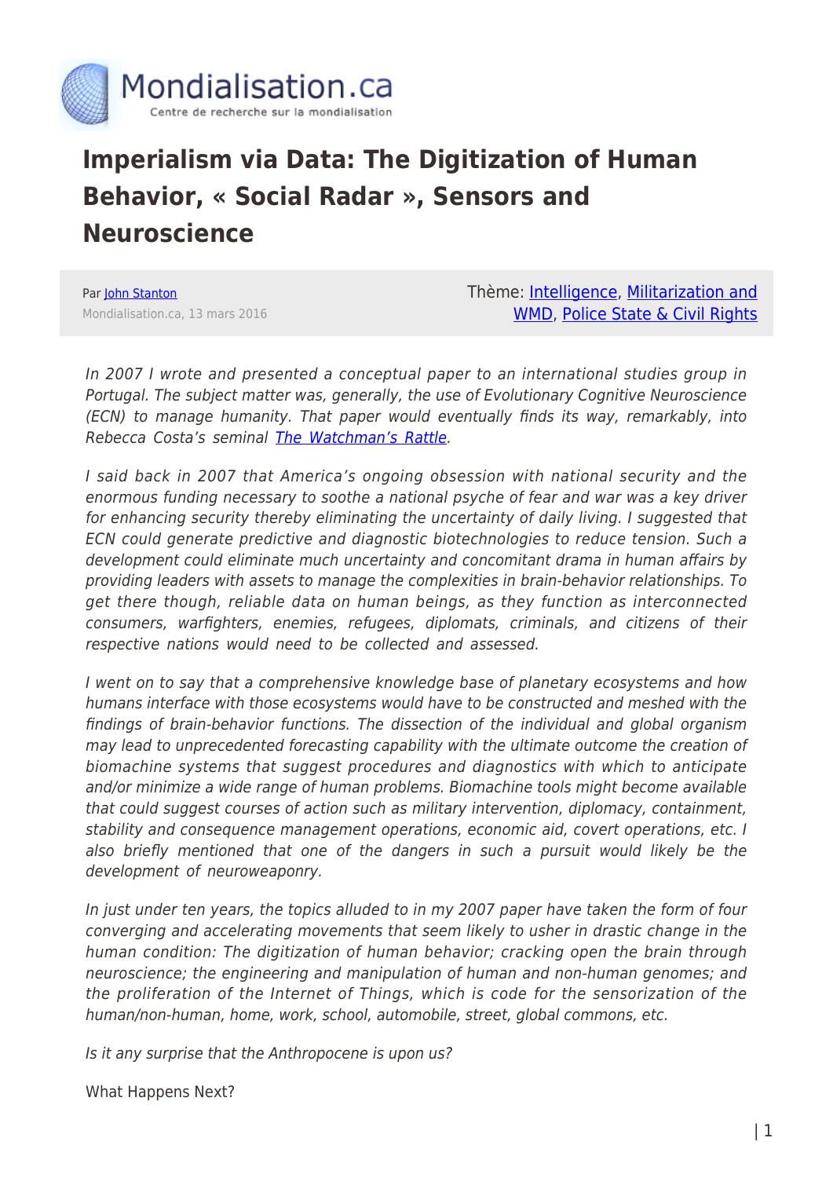Mondialisation.ca

Centre de recherche sur la mondialisation

# Imperialism via Data: The Digitization of Human Behavior, « Social Radar », Sensors and Neuroscience

Par John Stanton

Mondialisation.ca, 13 mars 2016

Thème: Intelligence, Militarization and WMD, Police State & Civil Rights

*In 2007 I wrote and presented a conceptual paper to an international studies group in Portugal. The subject matter was, generally, the use of Evolutionary Cognitive Neuroscience (ECN) to manage humanity. That paper would eventually finds its way, remarkably, into Rebecca Costa's seminal The Watchman's Rattle.*

*I said back in 2007 that America's ongoing obsession with national security and the enormous funding necessary to soothe a national psyche of fear and war was a key driver for enhancing security thereby eliminating the uncertainty of daily living. I suggested that ECN could generate predictive and diagnostic biotechnologies to reduce tension. Such a development could eliminate much uncertainty and concomitant drama in human affairs by providing leaders with assets to manage the complexities in brain-behavior relationships. To get there though, reliable data on human beings, as they function as interconnected consumers, warfighters, enemies, refugees, diplomats, criminals, and citizens of their respective nations would need to be collected and assessed.*

*I went on to say that a comprehensive knowledge base of planetary ecosystems and how humans interface with those ecosystems would have to be constructed and meshed with the findings of brain-behavior functions. The dissection of the individual and global organism may lead to unprecedented forecasting capability with the ultimate outcome the creation of biomachine systems that suggest procedures and diagnostics with which to anticipate and/or minimize a wide range of human problems. Biomachine tools might become available that could suggest courses of action such as military intervention, diplomacy, containment, stability and consequence management operations, economic aid, covert operations, etc. I also briefly mentioned that one of the dangers in such a pursuit would likely be the development of neuroweaponry.*

*In just under ten years, the topics alluded to in my 2007 paper have taken the form of four converging and accelerating movements that seem likely to usher in drastic change in the human condition: The digitization of human behavior; cracking open the brain through neuroscience; the engineering and manipulation of human and non-human genomes; and the proliferation of the Internet of Things, which is code for the sensorization of the human/non-human, home, work, school, automobile, street, global commons, etc.*

*Is it any surprise that the Anthropocene is upon us?*

What Happens Next?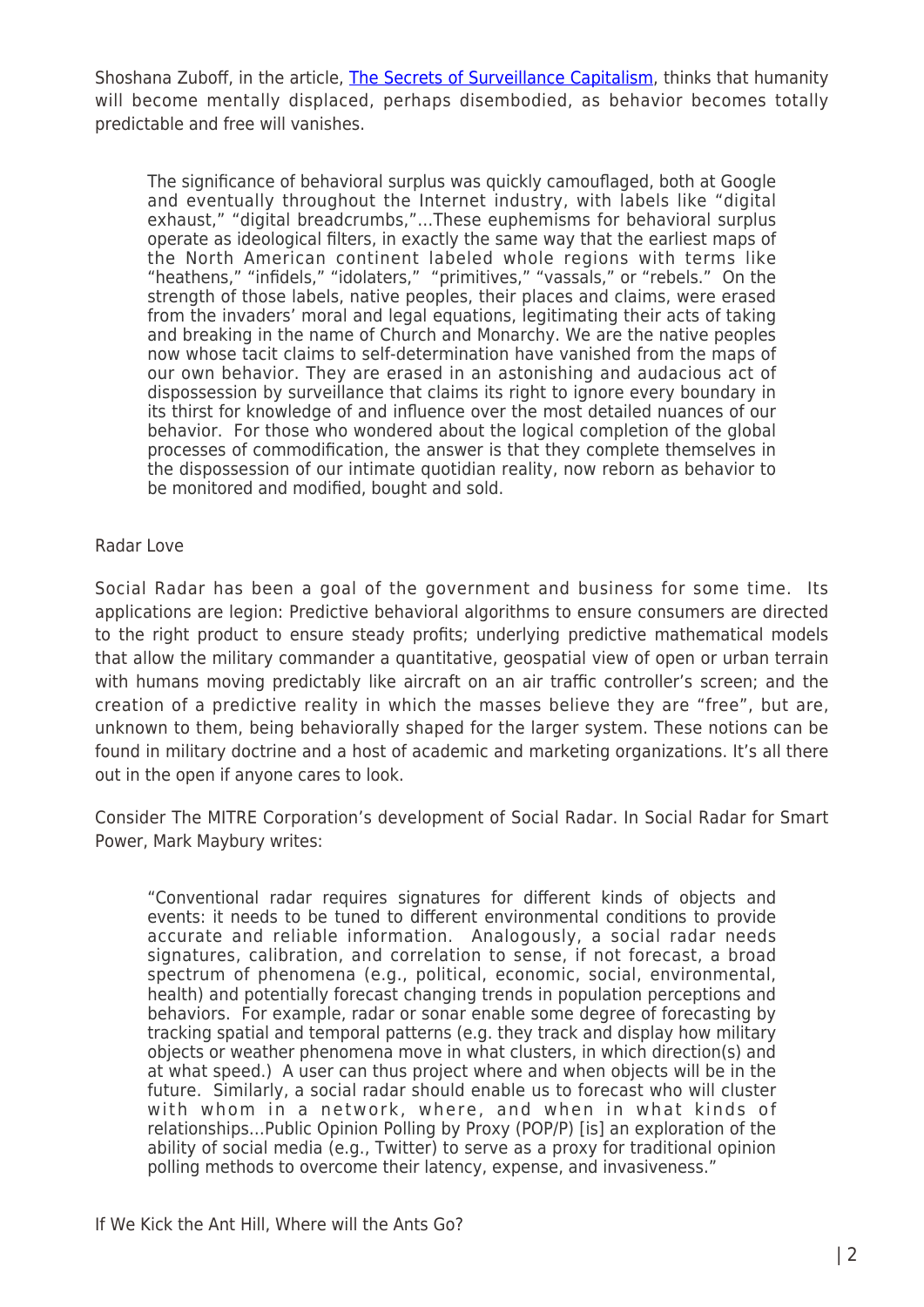Shoshana Zuboff, in the article, [The Secrets of Surveillance Capitalism], thinks that humanity will become mentally displaced, perhaps disembodied, as behavior becomes totally predictable and free will vanishes.

> The significance of behavioral surplus was quickly camouflaged, both at Google and eventually throughout the Internet industry, with labels like "digital exhaust," "digital breadcrumbs,"…These euphemisms for behavioral surplus operate as ideological filters, in exactly the same way that the earliest maps of the North American continent labeled whole regions with terms like "heathens," "infidels," "idolaters," "primitives," "vassals," or "rebels." On the strength of those labels, native peoples, their places and claims, were erased from the invaders' moral and legal equations, legitimating their acts of taking and breaking in the name of Church and Monarchy. We are the native peoples now whose tacit claims to self-determination have vanished from the maps of our own behavior. They are erased in an astonishing and audacious act of dispossession by surveillance that claims its right to ignore every boundary in its thirst for knowledge of and influence over the most detailed nuances of our behavior. For those who wondered about the logical completion of the global processes of commodification, the answer is that they complete themselves in the dispossession of our intimate quotidian reality, now reborn as behavior to be monitored and modified, bought and sold.

## Radar Love

Social Radar has been a goal of the government and business for some time. Its applications are legion: Predictive behavioral algorithms to ensure consumers are directed to the right product to ensure steady profits; underlying predictive mathematical models that allow the military commander a quantitative, geospatial view of open or urban terrain with humans moving predictably like aircraft on an air traffic controller's screen; and the creation of a predictive reality in which the masses believe they are "free", but are, unknown to them, being behaviorally shaped for the larger system. These notions can be found in military doctrine and a host of academic and marketing organizations. It's all there out in the open if anyone cares to look.

Consider The MITRE Corporation's development of Social Radar. In Social Radar for Smart Power, Mark Maybury writes:

> "Conventional radar requires signatures for different kinds of objects and events: it needs to be tuned to different environmental conditions to provide accurate and reliable information. Analogously, a social radar needs signatures, calibration, and correlation to sense, if not forecast, a broad spectrum of phenomena (e.g., political, economic, social, environmental, health) and potentially forecast changing trends in population perceptions and behaviors. For example, radar or sonar enable some degree of forecasting by tracking spatial and temporal patterns (e.g. they track and display how military objects or weather phenomena move in what clusters, in which direction(s) and at what speed.) A user can thus project where and when objects will be in the future. Similarly, a social radar should enable us to forecast who will cluster with whom in a network, where, and when in what kinds of relationships…Public Opinion Polling by Proxy (POP/P) [is] an exploration of the ability of social media (e.g., Twitter) to serve as a proxy for traditional opinion polling methods to overcome their latency, expense, and invasiveness."

## If We Kick the Ant Hill, Where will the Ants Go?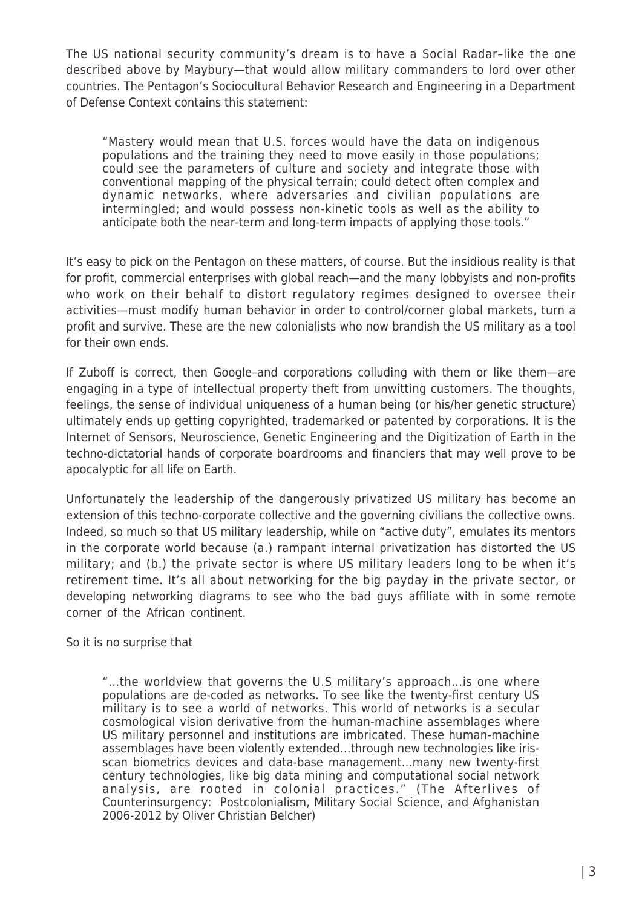The US national security community's dream is to have a Social Radar–like the one described above by Maybury—that would allow military commanders to lord over other countries. The Pentagon's Sociocultural Behavior Research and Engineering in a Department of Defense Context contains this statement:

> "Mastery would mean that U.S. forces would have the data on indigenous populations and the training they need to move easily in those populations; could see the parameters of culture and society and integrate those with conventional mapping of the physical terrain; could detect often complex and dynamic networks, where adversaries and civilian populations are intermingled; and would possess non-kinetic tools as well as the ability to anticipate both the near-term and long-term impacts of applying those tools."

It's easy to pick on the Pentagon on these matters, of course. But the insidious reality is that for profit, commercial enterprises with global reach—and the many lobbyists and non-profits who work on their behalf to distort regulatory regimes designed to oversee their activities—must modify human behavior in order to control/corner global markets, turn a profit and survive. These are the new colonialists who now brandish the US military as a tool for their own ends.

If Zuboff is correct, then Google–and corporations colluding with them or like them—are engaging in a type of intellectual property theft from unwitting customers. The thoughts, feelings, the sense of individual uniqueness of a human being (or his/her genetic structure) ultimately ends up getting copyrighted, trademarked or patented by corporations. It is the Internet of Sensors, Neuroscience, Genetic Engineering and the Digitization of Earth in the techno-dictatorial hands of corporate boardrooms and financiers that may well prove to be apocalyptic for all life on Earth.

Unfortunately the leadership of the dangerously privatized US military has become an extension of this techno-corporate collective and the governing civilians the collective owns. Indeed, so much so that US military leadership, while on "active duty", emulates its mentors in the corporate world because (a.) rampant internal privatization has distorted the US military; and (b.) the private sector is where US military leaders long to be when it's retirement time. It's all about networking for the big payday in the private sector, or developing networking diagrams to see who the bad guys affiliate with in some remote corner of the African continent.

So it is no surprise that

> "…the worldview that governs the U.S military's approach…is one where populations are de-coded as networks. To see like the twenty-first century US military is to see a world of networks. This world of networks is a secular cosmological vision derivative from the human-machine assemblages where US military personnel and institutions are imbricated. These human-machine assemblages have been violently extended…through new technologies like iris-scan biometrics devices and data-base management…many new twenty-first century technologies, like big data mining and computational social network analysis, are rooted in colonial practices." (The Afterlives of Counterinsurgency: Postcolonialism, Military Social Science, and Afghanistan 2006-2012 by Oliver Christian Belcher)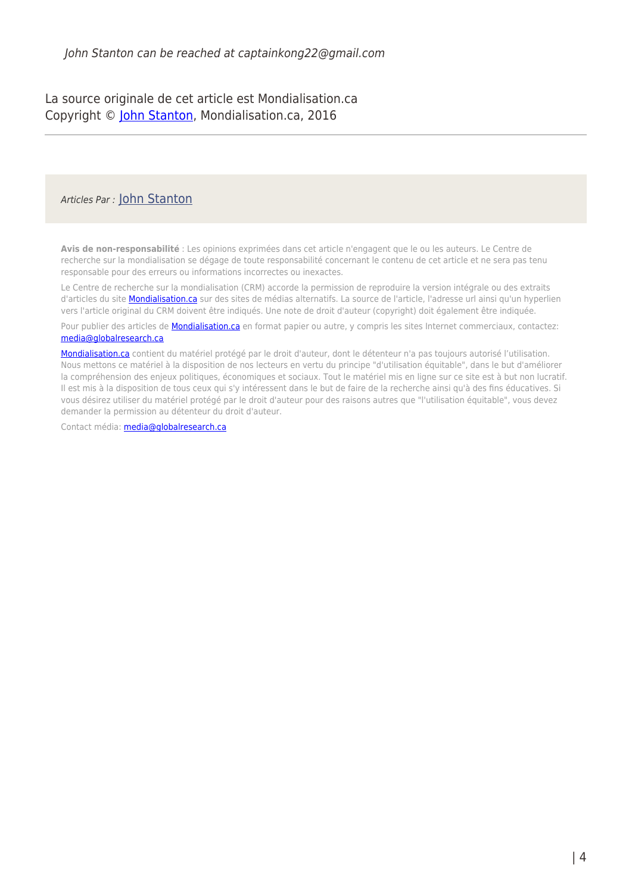*John Stanton can be reached at captainkong22@gmail.com*

La source originale de cet article est Mondialisation.ca
Copyright © John Stanton, Mondialisation.ca, 2016

---

*Articles Par :* John Stanton

**Avis de non-responsabilité** : Les opinions exprimées dans cet article n'engagent que le ou les auteurs. Le Centre de recherche sur la mondialisation se dégage de toute responsabilité concernant le contenu de cet article et ne sera pas tenu responsable pour des erreurs ou informations incorrectes ou inexactes.

Le Centre de recherche sur la mondialisation (CRM) accorde la permission de reproduire la version intégrale ou des extraits d'articles du site Mondialisation.ca sur des sites de médias alternatifs. La source de l'article, l'adresse url ainsi qu'un hyperlien vers l'article original du CRM doivent être indiqués. Une note de droit d'auteur (copyright) doit également être indiquée.

Pour publier des articles de Mondialisation.ca en format papier ou autre, y compris les sites Internet commerciaux, contactez: media@globalresearch.ca

Mondialisation.ca contient du matériel protégé par le droit d'auteur, dont le détenteur n'a pas toujours autorisé l'utilisation. Nous mettons ce matériel à la disposition de nos lecteurs en vertu du principe "d'utilisation équitable", dans le but d'améliorer la compréhension des enjeux politiques, économiques et sociaux. Tout le matériel mis en ligne sur ce site est à but non lucratif. Il est mis à la disposition de tous ceux qui s'y intéressent dans le but de faire de la recherche ainsi qu'à des fins éducatives. Si vous désirez utiliser du matériel protégé par le droit d'auteur pour des raisons autres que "l'utilisation équitable", vous devez demander la permission au détenteur du droit d'auteur.

Contact média: media@globalresearch.ca